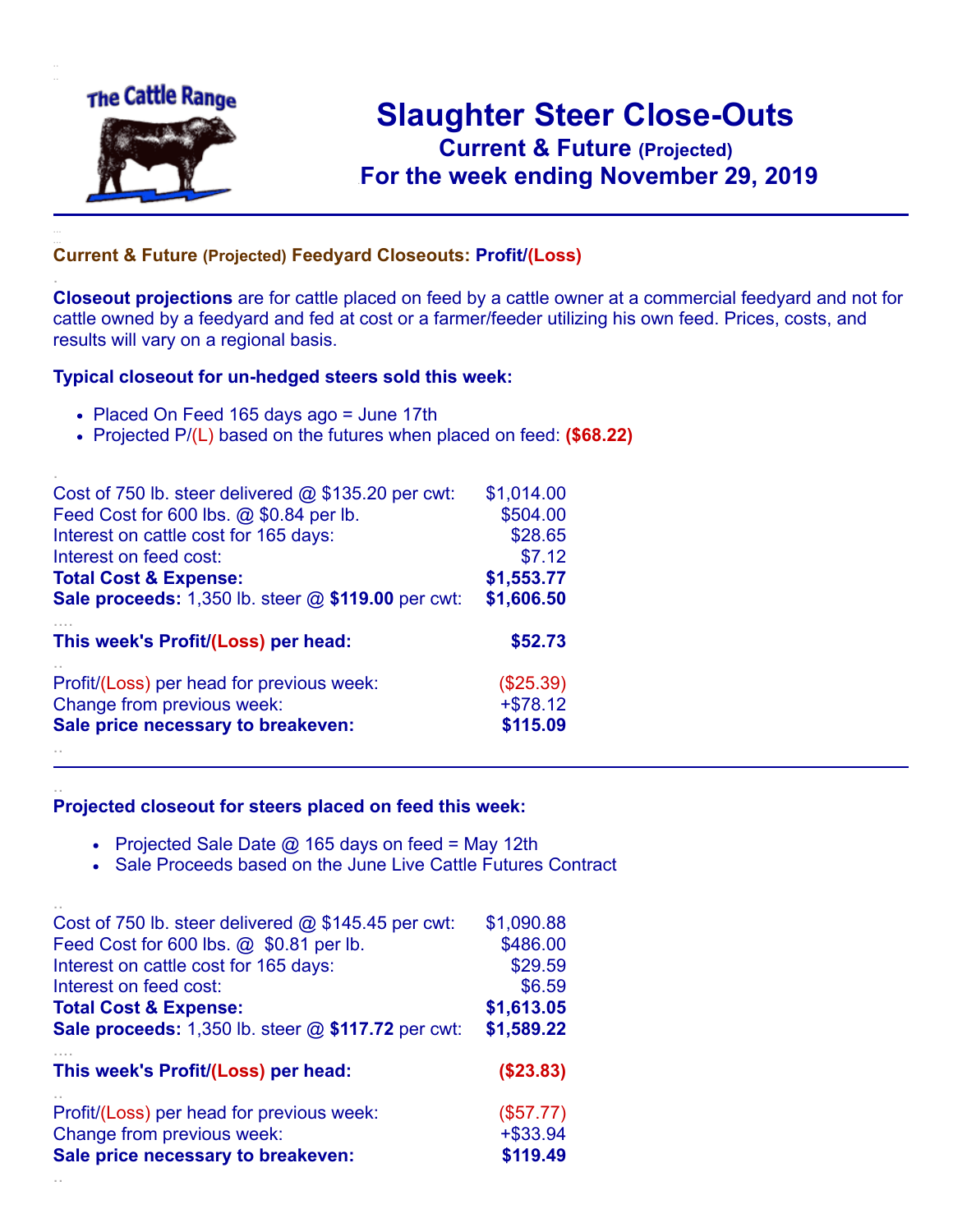# Slaughter Steer Close-Outs

## Current & Future (Projected)

## For the week ending November 29, 2019

### Current & Future (Projected) Feedyard Closeouts: Profit/(Loss)

**Closeout projections** are for cattle placed on feed by a cattle owner at a commercial feedyard and not for cattle owned by a feedyard and fed at cost or a farmer/feeder utilizing his own feed. Prices, costs, and results will vary on a regional basis.

**Typical closeout for un-hedged steers sold this week:**

- Placed On Feed 165 days ago = June 17th
- Projected P/(L) based on the futures when placed on feed: **($68.22)**

| | |
|---|---|
| Cost of 750 lb. steer delivered @ $135.20 per cwt: | $1,014.00 |
| Feed Cost for 600 lbs. @ $0.84 per lb. | $504.00 |
| Interest on cattle cost for 165 days: | $28.65 |
| Interest on feed cost: | $7.12 |
| **Total Cost & Expense:** | **$1,553.77** |
| **Sale proceeds:** 1,350 lb. steer @ **$119.00** per cwt: | **$1,606.50** |
| **This week's Profit/(Loss) per head:** | **$52.73** |
| Profit/(Loss) per head for previous week: | ($25.39) |
| Change from previous week: | +$78.12 |
| **Sale price necessary to breakeven:** | **$115.09** |

**Projected closeout for steers placed on feed this week:**

- Projected Sale Date @ 165 days on feed = May 12th
- Sale Proceeds based on the June Live Cattle Futures Contract

| | |
|---|---|
| Cost of 750 lb. steer delivered @ $145.45 per cwt: | $1,090.88 |
| Feed Cost for 600 lbs. @ $0.81 per lb. | $486.00 |
| Interest on cattle cost for 165 days: | $29.59 |
| Interest on feed cost: | $6.59 |
| **Total Cost & Expense:** | **$1,613.05** |
| **Sale proceeds:** 1,350 lb. steer @ **$117.72** per cwt: | **$1,589.22** |
| **This week's Profit/(Loss) per head:** | **($23.83)** |
| Profit/(Loss) per head for previous week: | ($57.77) |
| Change from previous week: | +$33.94 |
| **Sale price necessary to breakeven:** | **$119.49** |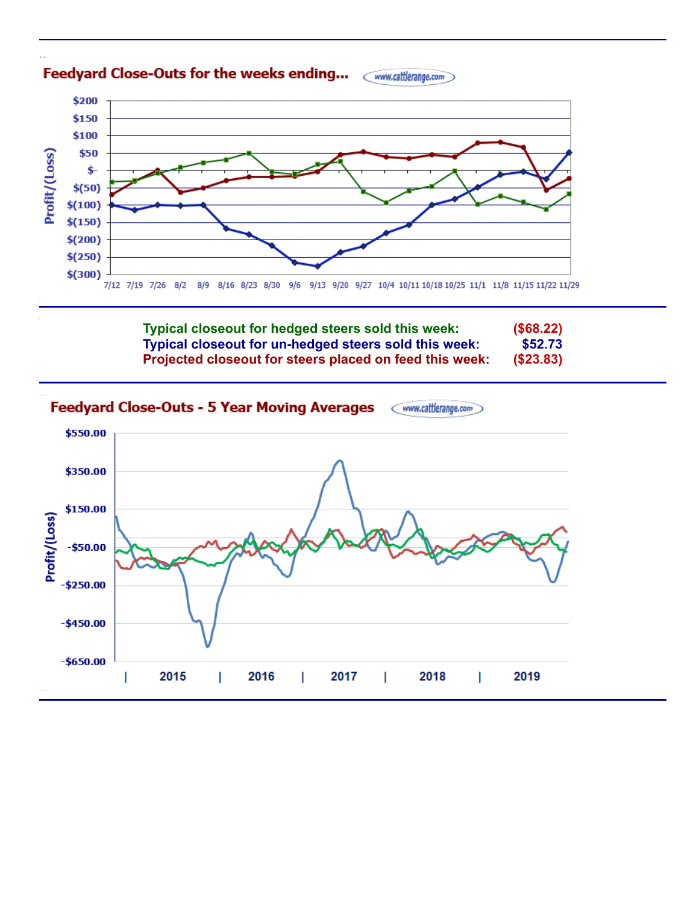## Feedyard Close-Outs for the weeks ending...

www.cattlerange.com

$200
$150
$100
$50
$-
$(50)
$(100)
$(150)
$(200)
$(250)
$(300)

Profit/(Loss)

7/12 7/19 7/26 8/2 8/9 8/16 8/23 8/30 9/6 9/13 9/20 9/27 10/4 10/11 10/18 10/25 11/1 11/8 11/15 11/22 11/29

| | |
|---|---|
| **Typical closeout for hedged steers sold this week:** | **($68.22)** |
| **Typical closeout for un-hedged steers sold this week:** | **$52.73** |
| **Projected closeout for steers placed on feed this week:** | **($23.83)** |

## Feedyard Close-Outs - 5 Year Moving Averages

www.cattlerange.com

$550.00
$350.00
$150.00
-$50.00
-$250.00
-$450.00
-$650.00

Profit/(Loss)

2015 2016 2017 2018 2019